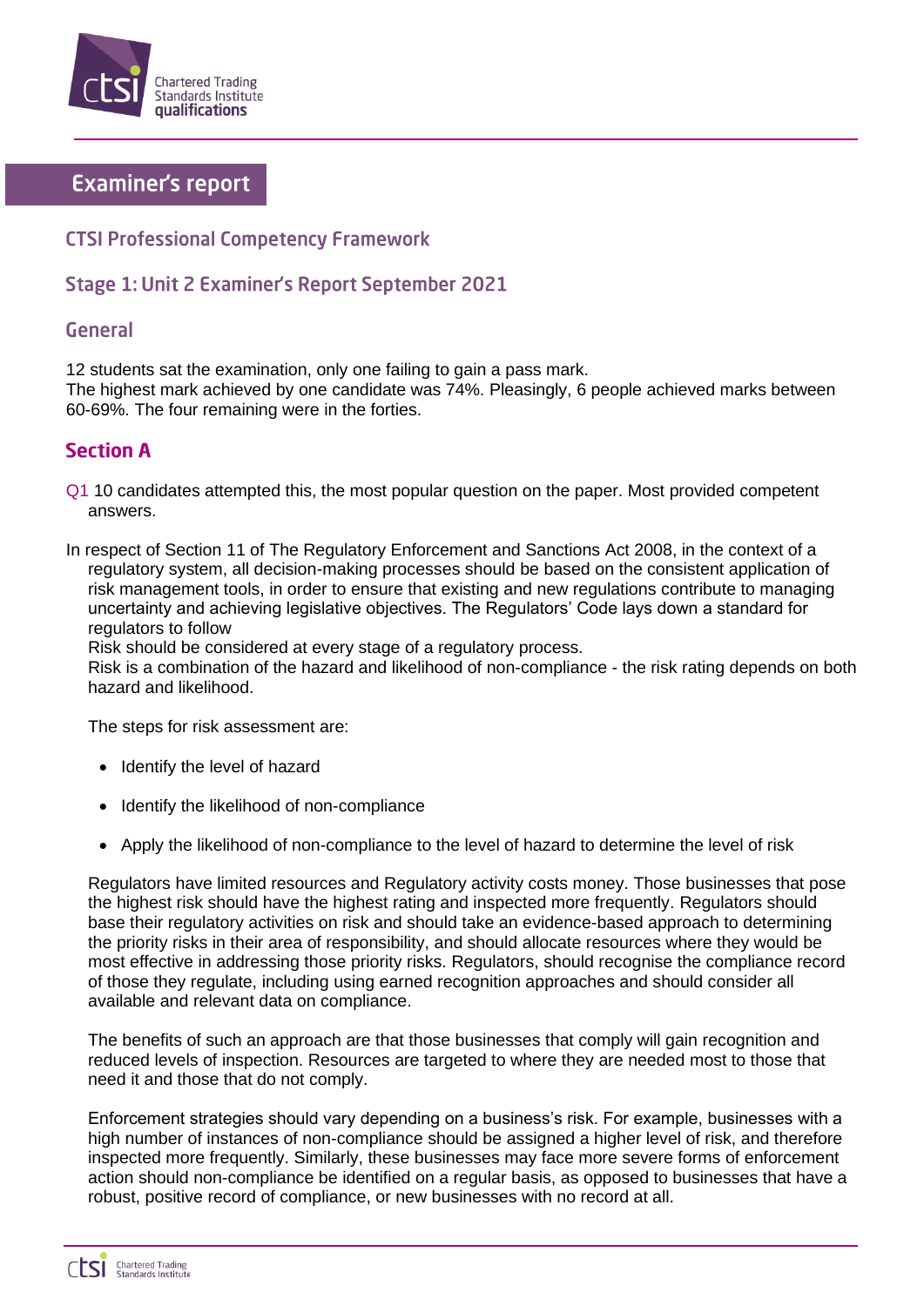# Examiner's report

## CTSI Professional Competency Framework

## Stage 1: Unit 2 Examiner's Report September 2021

### General

12 students sat the examination, only one failing to gain a pass mark.
The highest mark achieved by one candidate was 74%. Pleasingly, 6 people achieved marks between 60-69%. The four remaining were in the forties.

### Section A

Q1 10 candidates attempted this, the most popular question on the paper. Most provided competent answers.

In respect of Section 11 of The Regulatory Enforcement and Sanctions Act 2008, in the context of a regulatory system, all decision-making processes should be based on the consistent application of risk management tools, in order to ensure that existing and new regulations contribute to managing uncertainty and achieving legislative objectives. The Regulators' Code lays down a standard for regulators to follow

Risk should be considered at every stage of a regulatory process.

Risk is a combination of the hazard and likelihood of non-compliance - the risk rating depends on both hazard and likelihood.

The steps for risk assessment are:

- Identify the level of hazard
- Identify the likelihood of non-compliance
- Apply the likelihood of non-compliance to the level of hazard to determine the level of risk

Regulators have limited resources and Regulatory activity costs money. Those businesses that pose the highest risk should have the highest rating and inspected more frequently. Regulators should base their regulatory activities on risk and should take an evidence-based approach to determining the priority risks in their area of responsibility, and should allocate resources where they would be most effective in addressing those priority risks. Regulators, should recognise the compliance record of those they regulate, including using earned recognition approaches and should consider all available and relevant data on compliance.

The benefits of such an approach are that those businesses that comply will gain recognition and reduced levels of inspection. Resources are targeted to where they are needed most to those that need it and those that do not comply.

Enforcement strategies should vary depending on a business's risk. For example, businesses with a high number of instances of non-compliance should be assigned a higher level of risk, and therefore inspected more frequently. Similarly, these businesses may face more severe forms of enforcement action should non-compliance be identified on a regular basis, as opposed to businesses that have a robust, positive record of compliance, or new businesses with no record at all.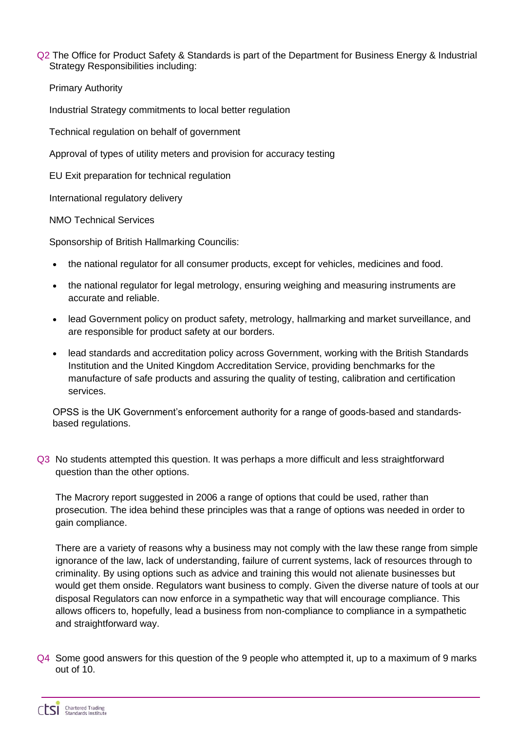Q2 The Office for Product Safety & Standards is part of the Department for Business Energy & Industrial Strategy Responsibilities including:

Primary Authority

Industrial Strategy commitments to local better regulation

Technical regulation on behalf of government

Approval of types of utility meters and provision for accuracy testing

EU Exit preparation for technical regulation

International regulatory delivery

NMO Technical Services

Sponsorship of British Hallmarking Councilis:

- the national regulator for all consumer products, except for vehicles, medicines and food.
- the national regulator for legal metrology, ensuring weighing and measuring instruments are accurate and reliable.
- lead Government policy on product safety, metrology, hallmarking and market surveillance, and are responsible for product safety at our borders.
- lead standards and accreditation policy across Government, working with the British Standards Institution and the United Kingdom Accreditation Service, providing benchmarks for the manufacture of safe products and assuring the quality of testing, calibration and certification services.

OPSS is the UK Government's enforcement authority for a range of goods-based and standards-based regulations.

Q3 No students attempted this question. It was perhaps a more difficult and less straightforward question than the other options.

The Macrory report suggested in 2006 a range of options that could be used, rather than prosecution. The idea behind these principles was that a range of options was needed in order to gain compliance.

There are a variety of reasons why a business may not comply with the law these range from simple ignorance of the law, lack of understanding, failure of current systems, lack of resources through to criminality. By using options such as advice and training this would not alienate businesses but would get them onside. Regulators want business to comply. Given the diverse nature of tools at our disposal Regulators can now enforce in a sympathetic way that will encourage compliance. This allows officers to, hopefully, lead a business from non-compliance to compliance in a sympathetic and straightforward way.

Q4 Some good answers for this question of the 9 people who attempted it, up to a maximum of 9 marks out of 10.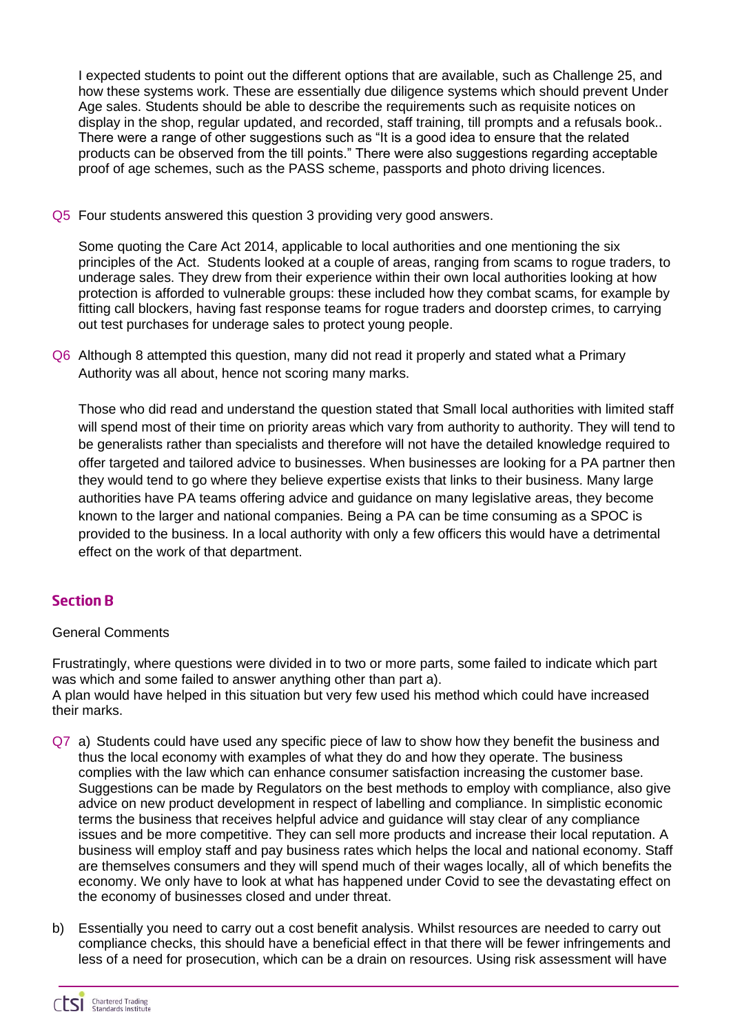I expected students to point out the different options that are available, such as Challenge 25, and how these systems work. These are essentially due diligence systems which should prevent Under Age sales. Students should be able to describe the requirements such as requisite notices on display in the shop, regular updated, and recorded, staff training, till prompts and a refusals book.. There were a range of other suggestions such as "It is a good idea to ensure that the related products can be observed from the till points." There were also suggestions regarding acceptable proof of age schemes, such as the PASS scheme, passports and photo driving licences.

Q5 Four students answered this question 3 providing very good answers.

Some quoting the Care Act 2014, applicable to local authorities and one mentioning the six principles of the Act. Students looked at a couple of areas, ranging from scams to rogue traders, to underage sales. They drew from their experience within their own local authorities looking at how protection is afforded to vulnerable groups: these included how they combat scams, for example by fitting call blockers, having fast response teams for rogue traders and doorstep crimes, to carrying out test purchases for underage sales to protect young people.

Q6 Although 8 attempted this question, many did not read it properly and stated what a Primary Authority was all about, hence not scoring many marks.

Those who did read and understand the question stated that Small local authorities with limited staff will spend most of their time on priority areas which vary from authority to authority. They will tend to be generalists rather than specialists and therefore will not have the detailed knowledge required to offer targeted and tailored advice to businesses. When businesses are looking for a PA partner then they would tend to go where they believe expertise exists that links to their business. Many large authorities have PA teams offering advice and guidance on many legislative areas, they become known to the larger and national companies. Being a PA can be time consuming as a SPOC is provided to the business. In a local authority with only a few officers this would have a detrimental effect on the work of that department.

## Section B

General Comments

Frustratingly, where questions were divided in to two or more parts, some failed to indicate which part was which and some failed to answer anything other than part a).
A plan would have helped in this situation but very few used his method which could have increased their marks.

Q7 a) Students could have used any specific piece of law to show how they benefit the business and thus the local economy with examples of what they do and how they operate. The business complies with the law which can enhance consumer satisfaction increasing the customer base. Suggestions can be made by Regulators on the best methods to employ with compliance, also give advice on new product development in respect of labelling and compliance. In simplistic economic terms the business that receives helpful advice and guidance will stay clear of any compliance issues and be more competitive. They can sell more products and increase their local reputation. A business will employ staff and pay business rates which helps the local and national economy. Staff are themselves consumers and they will spend much of their wages locally, all of which benefits the economy. We only have to look at what has happened under Covid to see the devastating effect on the economy of businesses closed and under threat.

b) Essentially you need to carry out a cost benefit analysis. Whilst resources are needed to carry out compliance checks, this should have a beneficial effect in that there will be fewer infringements and less of a need for prosecution, which can be a drain on resources. Using risk assessment will have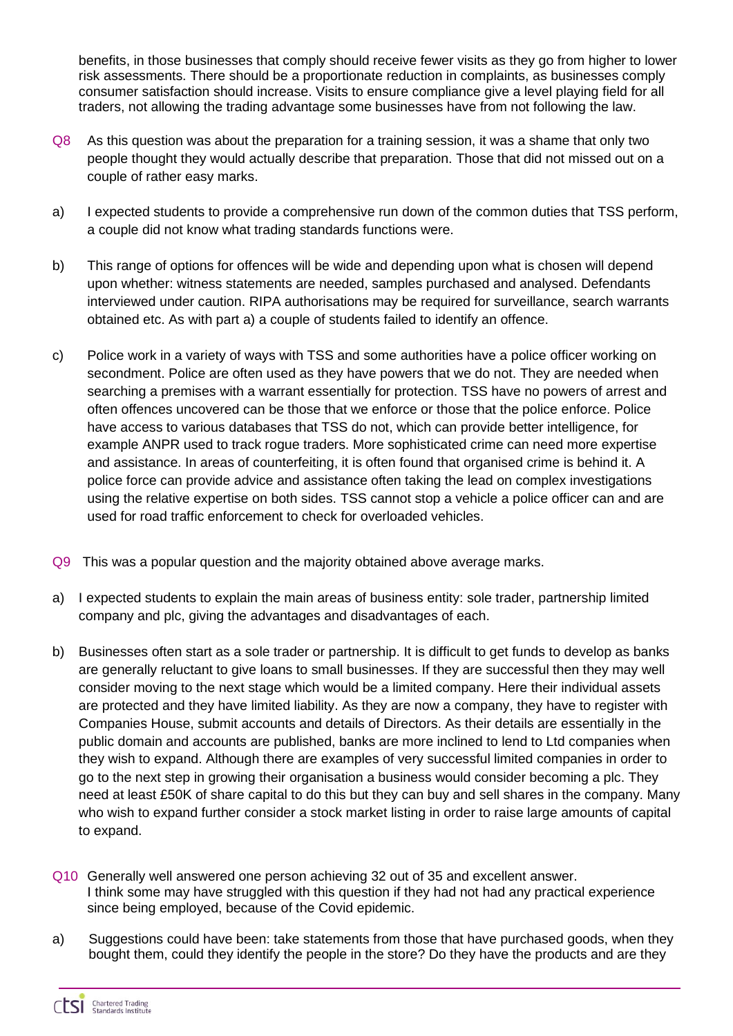benefits, in those businesses that comply should receive fewer visits as they go from higher to lower risk assessments. There should be a proportionate reduction in complaints, as businesses comply consumer satisfaction should increase. Visits to ensure compliance give a level playing field for all traders, not allowing the trading advantage some businesses have from not following the law.

Q8 As this question was about the preparation for a training session, it was a shame that only two people thought they would actually describe that preparation. Those that did not missed out on a couple of rather easy marks.

a) I expected students to provide a comprehensive run down of the common duties that TSS perform, a couple did not know what trading standards functions were.

b) This range of options for offences will be wide and depending upon what is chosen will depend upon whether: witness statements are needed, samples purchased and analysed. Defendants interviewed under caution. RIPA authorisations may be required for surveillance, search warrants obtained etc. As with part a) a couple of students failed to identify an offence.

c) Police work in a variety of ways with TSS and some authorities have a police officer working on secondment. Police are often used as they have powers that we do not. They are needed when searching a premises with a warrant essentially for protection. TSS have no powers of arrest and often offences uncovered can be those that we enforce or those that the police enforce. Police have access to various databases that TSS do not, which can provide better intelligence, for example ANPR used to track rogue traders. More sophisticated crime can need more expertise and assistance. In areas of counterfeiting, it is often found that organised crime is behind it. A police force can provide advice and assistance often taking the lead on complex investigations using the relative expertise on both sides. TSS cannot stop a vehicle a police officer can and are used for road traffic enforcement to check for overloaded vehicles.

Q9 This was a popular question and the majority obtained above average marks.

a) I expected students to explain the main areas of business entity: sole trader, partnership limited company and plc, giving the advantages and disadvantages of each.

b) Businesses often start as a sole trader or partnership. It is difficult to get funds to develop as banks are generally reluctant to give loans to small businesses. If they are successful then they may well consider moving to the next stage which would be a limited company. Here their individual assets are protected and they have limited liability. As they are now a company, they have to register with Companies House, submit accounts and details of Directors. As their details are essentially in the public domain and accounts are published, banks are more inclined to lend to Ltd companies when they wish to expand. Although there are examples of very successful limited companies in order to go to the next step in growing their organisation a business would consider becoming a plc. They need at least £50K of share capital to do this but they can buy and sell shares in the company. Many who wish to expand further consider a stock market listing in order to raise large amounts of capital to expand.

Q10 Generally well answered one person achieving 32 out of 35 and excellent answer. I think some may have struggled with this question if they had not had any practical experience since being employed, because of the Covid epidemic.

a) Suggestions could have been: take statements from those that have purchased goods, when they bought them, could they identify the people in the store? Do they have the products and are they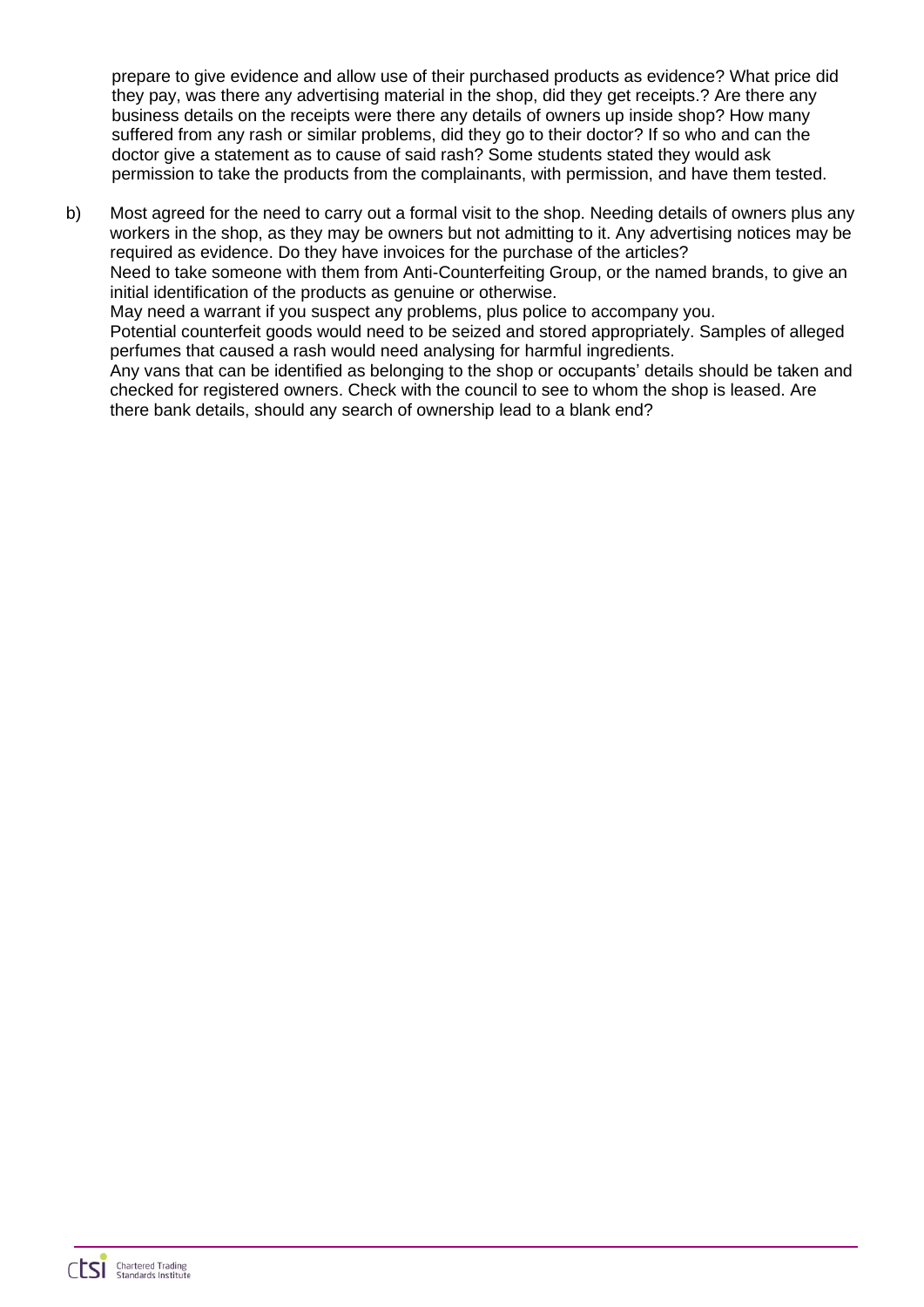prepare to give evidence and allow use of their purchased products as evidence? What price did they pay, was there any advertising material in the shop, did they get receipts.? Are there any business details on the receipts were there any details of owners up inside shop? How many suffered from any rash or similar problems, did they go to their doctor? If so who and can the doctor give a statement as to cause of said rash? Some students stated they would ask permission to take the products from the complainants, with permission, and have them tested.

b) Most agreed for the need to carry out a formal visit to the shop. Needing details of owners plus any workers in the shop, as they may be owners but not admitting to it. Any advertising notices may be required as evidence. Do they have invoices for the purchase of the articles?
Need to take someone with them from Anti-Counterfeiting Group, or the named brands, to give an initial identification of the products as genuine or otherwise.
May need a warrant if you suspect any problems, plus police to accompany you.
Potential counterfeit goods would need to be seized and stored appropriately. Samples of alleged perfumes that caused a rash would need analysing for harmful ingredients.
Any vans that can be identified as belonging to the shop or occupants' details should be taken and checked for registered owners. Check with the council to see to whom the shop is leased. Are there bank details, should any search of ownership lead to a blank end?